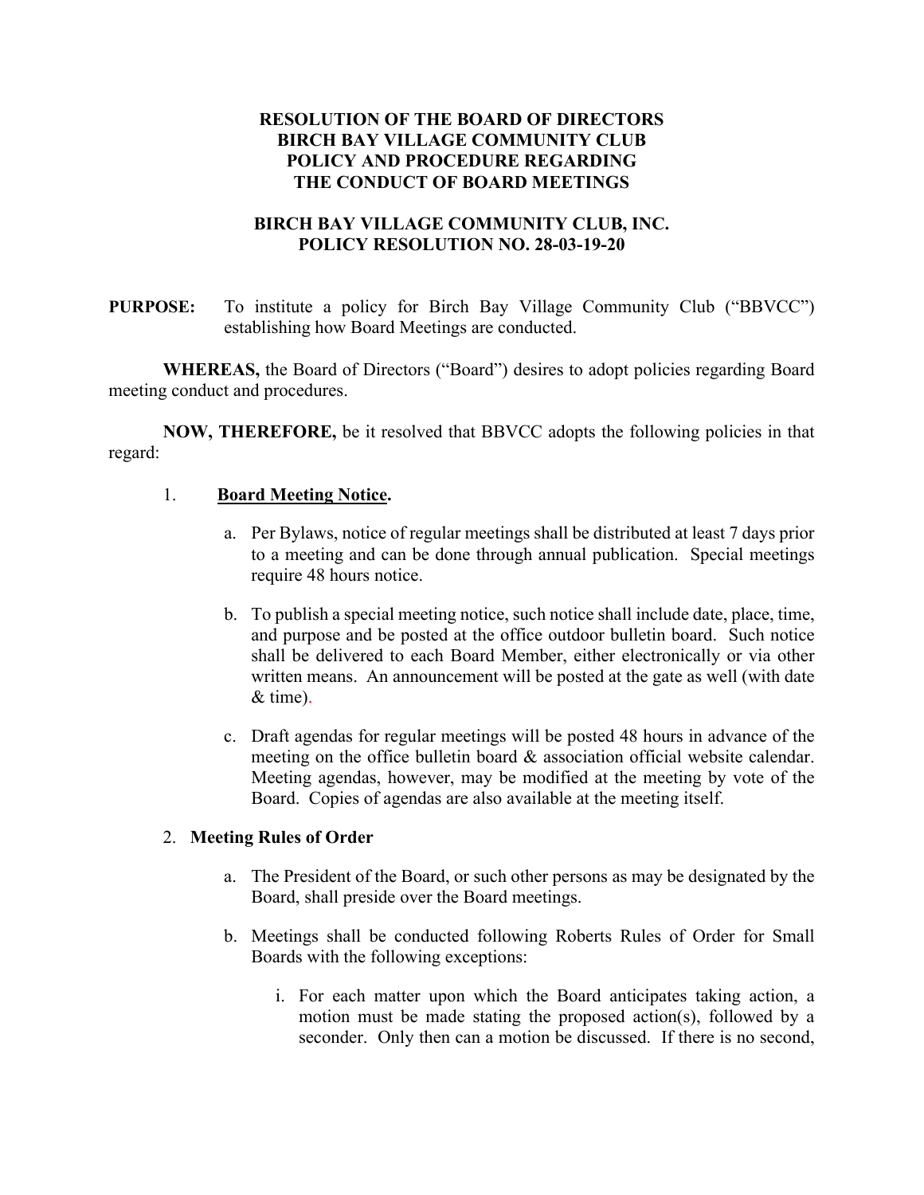# RESOLUTION OF THE BOARD OF DIRECTORS
# BIRCH BAY VILLAGE COMMUNITY CLUB
# POLICY AND PROCEDURE REGARDING
# THE CONDUCT OF BOARD MEETINGS

## BIRCH BAY VILLAGE COMMUNITY CLUB, INC.
## POLICY RESOLUTION NO. 28-03-19-20

**PURPOSE:** To institute a policy for Birch Bay Village Community Club ("BBVCC") establishing how Board Meetings are conducted.

**WHEREAS,** the Board of Directors ("Board") desires to adopt policies regarding Board meeting conduct and procedures.

**NOW, THEREFORE,** be it resolved that BBVCC adopts the following policies in that regard:

1. **Board Meeting Notice.**

   a. Per Bylaws, notice of regular meetings shall be distributed at least 7 days prior to a meeting and can be done through annual publication. Special meetings require 48 hours notice.

   b. To publish a special meeting notice, such notice shall include date, place, time, and purpose and be posted at the office outdoor bulletin board. Such notice shall be delivered to each Board Member, either electronically or via other written means. An announcement will be posted at the gate as well (with date & time).

   c. Draft agendas for regular meetings will be posted 48 hours in advance of the meeting on the office bulletin board & association official website calendar. Meeting agendas, however, may be modified at the meeting by vote of the Board. Copies of agendas are also available at the meeting itself.

2. **Meeting Rules of Order**

   a. The President of the Board, or such other persons as may be designated by the Board, shall preside over the Board meetings.

   b. Meetings shall be conducted following Roberts Rules of Order for Small Boards with the following exceptions:

      i. For each matter upon which the Board anticipates taking action, a motion must be made stating the proposed action(s), followed by a seconder. Only then can a motion be discussed. If there is no second,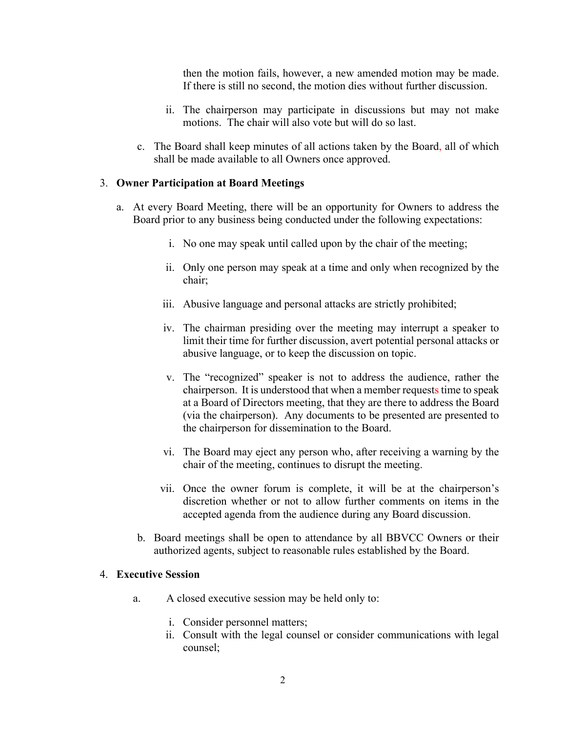then the motion fails, however, a new amended motion may be made. If there is still no second, the motion dies without further discussion.

ii. The chairperson may participate in discussions but may not make motions. The chair will also vote but will do so last.

c. The Board shall keep minutes of all actions taken by the Board, all of which shall be made available to all Owners once approved.

3. **Owner Participation at Board Meetings**

   a. At every Board Meeting, there will be an opportunity for Owners to address the Board prior to any business being conducted under the following expectations:

      i. No one may speak until called upon by the chair of the meeting;

      ii. Only one person may speak at a time and only when recognized by the chair;

      iii. Abusive language and personal attacks are strictly prohibited;

      iv. The chairman presiding over the meeting may interrupt a speaker to limit their time for further discussion, avert potential personal attacks or abusive language, or to keep the discussion on topic.

      v. The "recognized" speaker is not to address the audience, rather the chairperson. It is understood that when a member requests time to speak at a Board of Directors meeting, that they are there to address the Board (via the chairperson). Any documents to be presented are presented to the chairperson for dissemination to the Board.

      vi. The Board may eject any person who, after receiving a warning by the chair of the meeting, continues to disrupt the meeting.

      vii. Once the owner forum is complete, it will be at the chairperson's discretion whether or not to allow further comments on items in the accepted agenda from the audience during any Board discussion.

   b. Board meetings shall be open to attendance by all BBVCC Owners or their authorized agents, subject to reasonable rules established by the Board.

4. **Executive Session**

   a. A closed executive session may be held only to:

      i. Consider personnel matters;
      ii. Consult with the legal counsel or consider communications with legal counsel;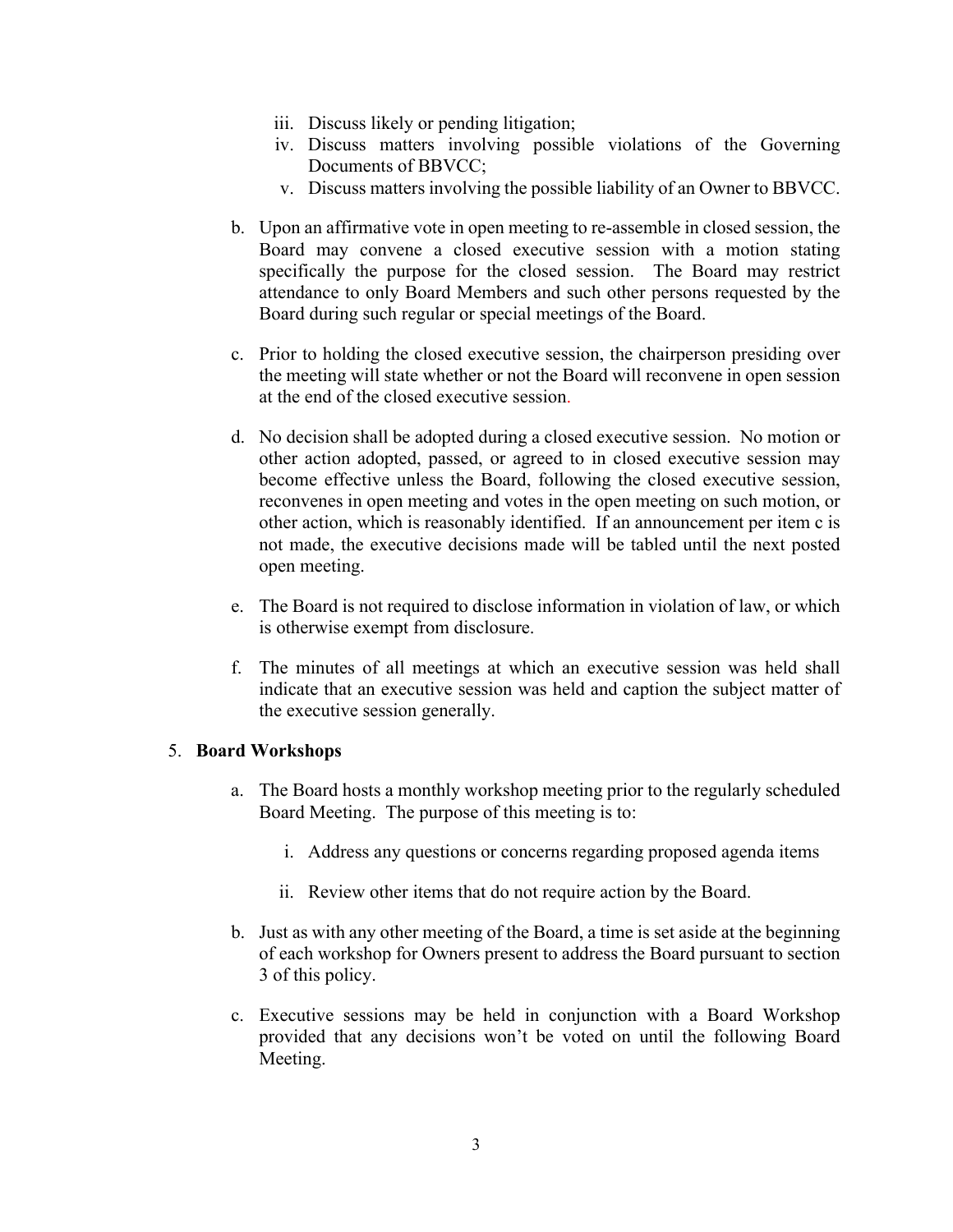iii. Discuss likely or pending litigation;
   iv. Discuss matters involving possible violations of the Governing Documents of BBVCC;
   v. Discuss matters involving the possible liability of an Owner to BBVCC.

b. Upon an affirmative vote in open meeting to re-assemble in closed session, the Board may convene a closed executive session with a motion stating specifically the purpose for the closed session. The Board may restrict attendance to only Board Members and such other persons requested by the Board during such regular or special meetings of the Board.

c. Prior to holding the closed executive session, the chairperson presiding over the meeting will state whether or not the Board will reconvene in open session at the end of the closed executive session.

d. No decision shall be adopted during a closed executive session. No motion or other action adopted, passed, or agreed to in closed executive session may become effective unless the Board, following the closed executive session, reconvenes in open meeting and votes in the open meeting on such motion, or other action, which is reasonably identified. If an announcement per item c is not made, the executive decisions made will be tabled until the next posted open meeting.

e. The Board is not required to disclose information in violation of law, or which is otherwise exempt from disclosure.

f. The minutes of all meetings at which an executive session was held shall indicate that an executive session was held and caption the subject matter of the executive session generally.

5. **Board Workshops**

a. The Board hosts a monthly workshop meeting prior to the regularly scheduled Board Meeting. The purpose of this meeting is to:

   i. Address any questions or concerns regarding proposed agenda items

   ii. Review other items that do not require action by the Board.

b. Just as with any other meeting of the Board, a time is set aside at the beginning of each workshop for Owners present to address the Board pursuant to section 3 of this policy.

c. Executive sessions may be held in conjunction with a Board Workshop provided that any decisions won't be voted on until the following Board Meeting.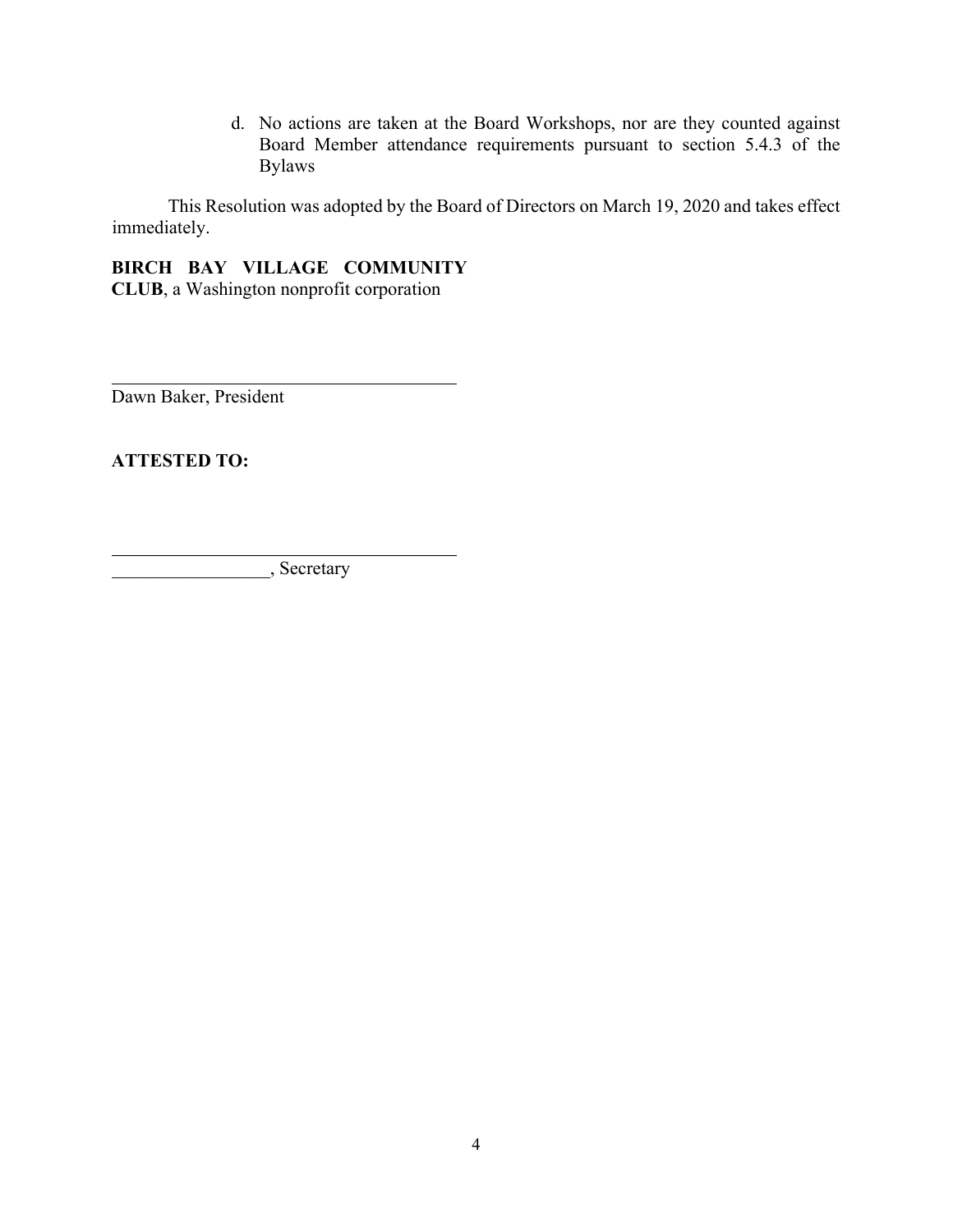d. No actions are taken at the Board Workshops, nor are they counted against Board Member attendance requirements pursuant to section 5.4.3 of the Bylaws

This Resolution was adopted by the Board of Directors on March 19, 2020 and takes effect immediately.

**BIRCH BAY VILLAGE COMMUNITY CLUB**, a Washington nonprofit corporation

\_\_\_\_\_\_\_\_\_\_\_\_\_\_\_\_\_\_\_\_\_\_\_\_\_\_\_\_\_\_\_\_\_\_\_\_\_\_\_\_

Dawn Baker, President

**ATTESTED TO:**

\_\_\_\_\_\_\_\_\_\_\_\_\_\_\_\_\_\_\_\_\_\_\_\_\_\_\_\_\_\_\_\_\_\_\_\_\_\_\_\_

\_\_\_\_\_\_\_\_\_\_\_\_\_\_\_\_\_, Secretary